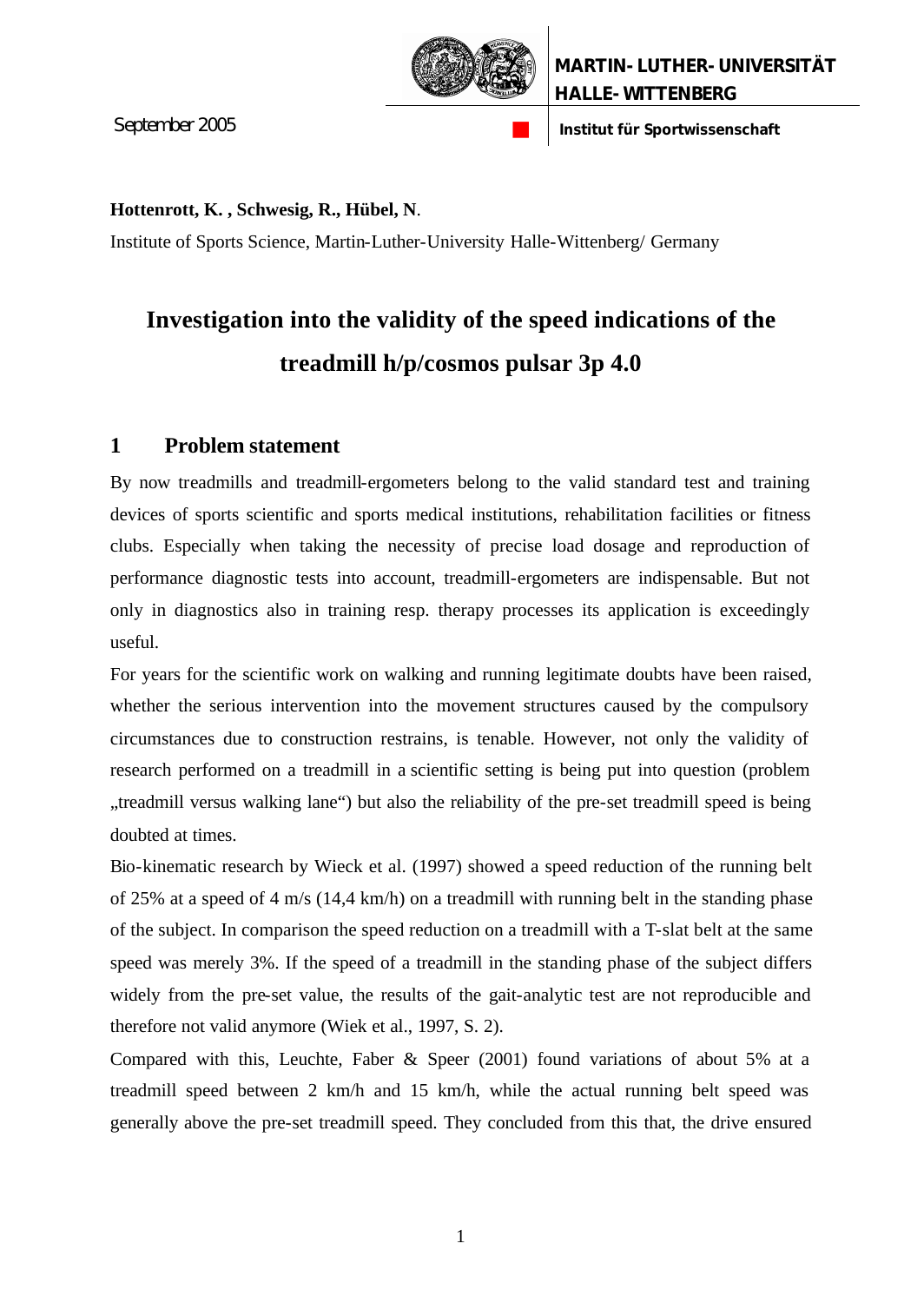MARTIN-LUTHER-UNIVERSITÄT HALLE-WITTENBERG

Institut für Sportwissenschaft

September 2005

**Hottenrott, K. , Schwesig, R., Hübel, N**.

Institute of Sports Science, Martin-Luther-University Halle-Wittenberg/ Germany

# Investigation into the validity of the speed indications of the treadmill h/p/cosmos pulsar 3p 4.0

## 1 Problem statement

By now treadmills and treadmill-ergometers belong to the valid standard test and training devices of sports scientific and sports medical institutions, rehabilitation facilities or fitness clubs. Especially when taking the necessity of precise load dosage and reproduction of performance diagnostic tests into account, treadmill-ergometers are indispensable. But not only in diagnostics also in training resp. therapy processes its application is exceedingly useful.

For years for the scientific work on walking and running legitimate doubts have been raised, whether the serious intervention into the movement structures caused by the compulsory circumstances due to construction restrains, is tenable. However, not only the validity of research performed on a treadmill in a scientific setting is being put into question (problem „treadmill versus walking lane“) but also the reliability of the pre-set treadmill speed is being doubted at times.

Bio-kinematic research by Wieck et al. (1997) showed a speed reduction of the running belt of 25% at a speed of 4 m/s (14,4 km/h) on a treadmill with running belt in the standing phase of the subject. In comparison the speed reduction on a treadmill with a T-slat belt at the same speed was merely 3%. If the speed of a treadmill in the standing phase of the subject differs widely from the pre-set value, the results of the gait-analytic test are not reproducible and therefore not valid anymore (Wiek et al., 1997, S. 2).

Compared with this, Leuchte, Faber & Speer (2001) found variations of about 5% at a treadmill speed between 2 km/h and 15 km/h, while the actual running belt speed was generally above the pre-set treadmill speed. They concluded from this that, the drive ensured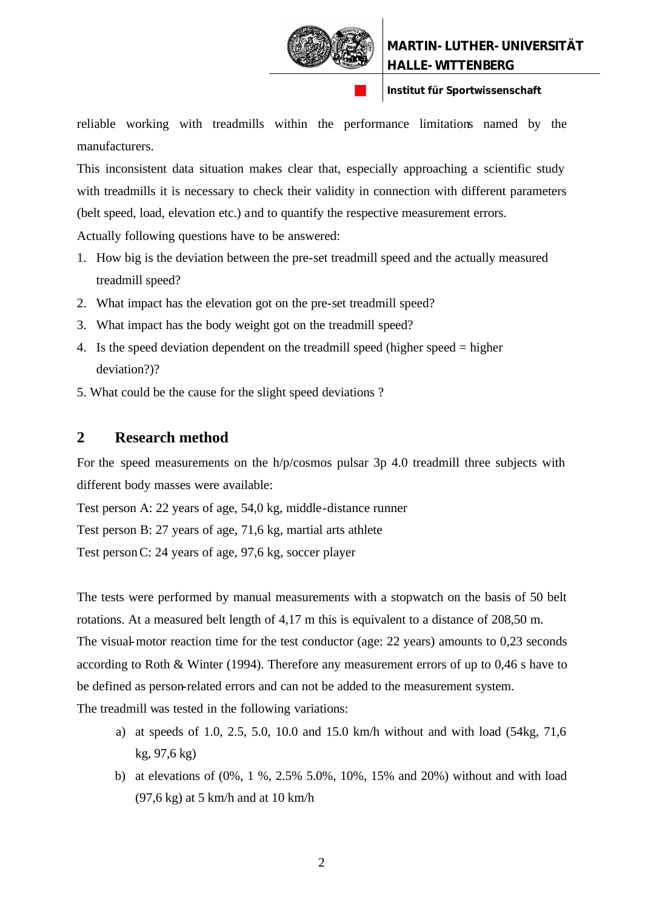reliable working with treadmills within the performance limitations named by the manufacturers.

This inconsistent data situation makes clear that, especially approaching a scientific study with treadmills it is necessary to check their validity in connection with different parameters (belt speed, load, elevation etc.) and to quantify the respective measurement errors.

Actually following questions have to be answered:

1. How big is the deviation between the pre-set treadmill speed and the actually measured treadmill speed?
2. What impact has the elevation got on the pre-set treadmill speed?
3. What impact has the body weight got on the treadmill speed?
4. Is the speed deviation dependent on the treadmill speed (higher speed = higher deviation?)?
5. What could be the cause for the slight speed deviations ?

## 2 Research method

For the speed measurements on the h/p/cosmos pulsar 3p 4.0 treadmill three subjects with different body masses were available:

Test person A: 22 years of age, 54,0 kg, middle-distance runner

Test person B: 27 years of age, 71,6 kg, martial arts athlete

Test person C: 24 years of age, 97,6 kg, soccer player

The tests were performed by manual measurements with a stopwatch on the basis of 50 belt rotations. At a measured belt length of 4,17 m this is equivalent to a distance of 208,50 m.

The visual-motor reaction time for the test conductor (age: 22 years) amounts to 0,23 seconds according to Roth & Winter (1994). Therefore any measurement errors of up to 0,46 s have to be defined as person-related errors and can not be added to the measurement system.

The treadmill was tested in the following variations:

a) at speeds of 1.0, 2.5, 5.0, 10.0 and 15.0 km/h without and with load (54kg, 71,6 kg, 97,6 kg)
b) at elevations of (0%, 1 %, 2.5% 5.0%, 10%, 15% and 20%) without and with load (97,6 kg) at 5 km/h and at 10 km/h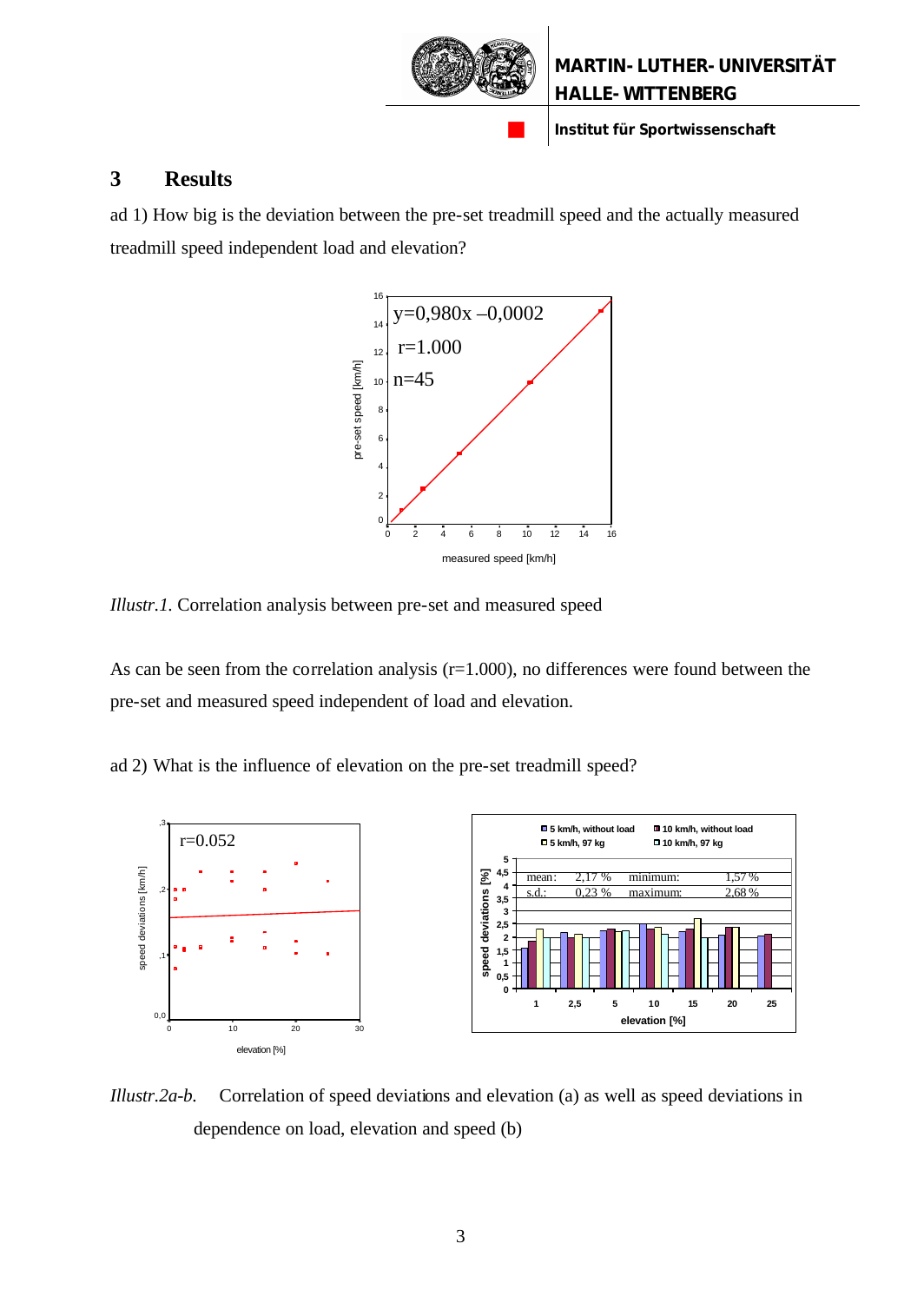# 3 Results

ad 1) How big is the deviation between the pre-set treadmill speed and the actually measured treadmill speed independent load and elevation?

*Illustr.1.* Correlation analysis between pre-set and measured speed

As can be seen from the correlation analysis (r=1.000), no differences were found between the pre-set and measured speed independent of load and elevation.

ad 2) What is the influence of elevation on the pre-set treadmill speed?

*Illustr.2a-b.* Correlation of speed deviations and elevation (a) as well as speed deviations in dependence on load, elevation and speed (b)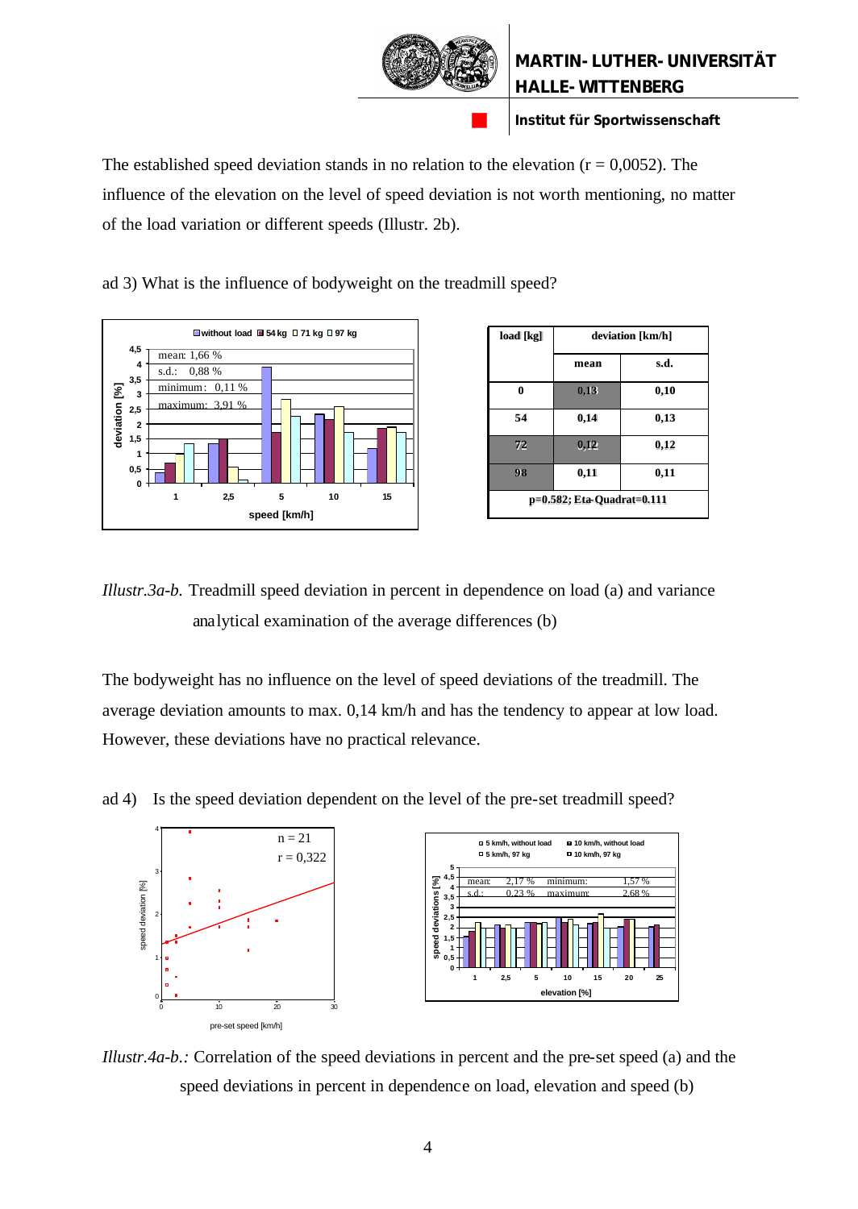The established speed deviation stands in no relation to the elevation (r = 0,0052). The influence of the elevation on the level of speed deviation is not worth mentioning, no matter of the load variation or different speeds (Illustr. 2b).

ad 3) What is the influence of bodyweight on the treadmill speed?

| load [kg] | deviation [km/h] | |
|---|---|---|
| | mean | s.d. |
| 0 | 0,13 | 0,10 |
| 54 | 0,14 | 0,13 |
| 72 | 0,12 | 0,12 |
| 98 | 0,11 | 0,11 |
| p=0.582; Eta-Quadrat=0.111 | | |

*Illustr.3a-b.* Treadmill speed deviation in percent in dependence on load (a) and variance analytical examination of the average differences (b)

The bodyweight has no influence on the level of speed deviations of the treadmill. The average deviation amounts to max. 0,14 km/h and has the tendency to appear at low load. However, these deviations have no practical relevance.

ad 4) Is the speed deviation dependent on the level of the pre-set treadmill speed?

*Illustr.4a-b.:* Correlation of the speed deviations in percent and the pre-set speed (a) and the speed deviations in percent in dependence on load, elevation and speed (b)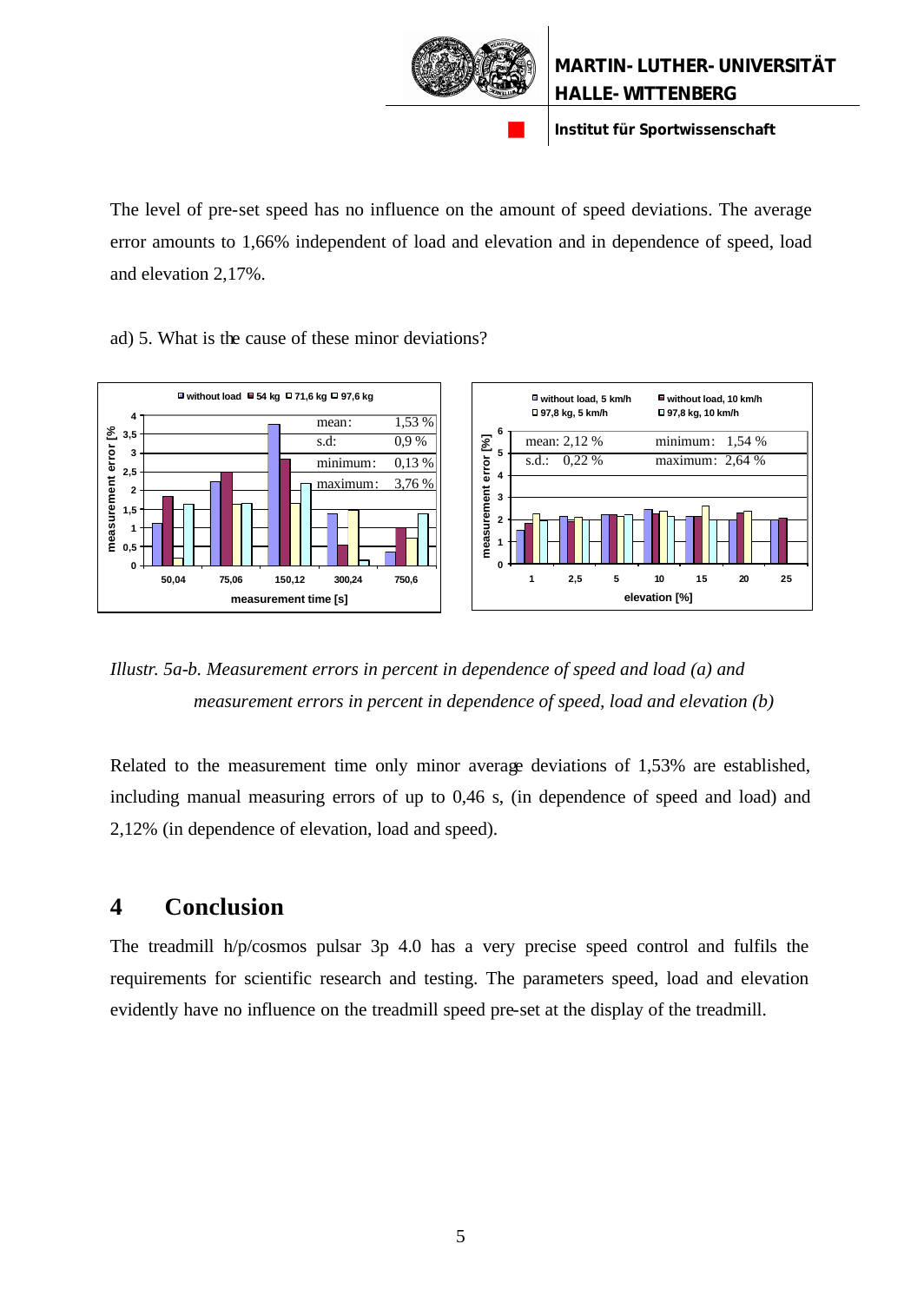The level of pre-set speed has no influence on the amount of speed deviations. The average error amounts to 1,66% independent of load and elevation and in dependence of speed, load and elevation 2,17%.

ad) 5. What is the cause of these minor deviations?

*Illustr. 5a-b. Measurement errors in percent in dependence of speed and load (a) and measurement errors in percent in dependence of speed, load and elevation (b)*

Related to the measurement time only minor average deviations of 1,53% are established, including manual measuring errors of up to 0,46 s, (in dependence of speed and load) and 2,12% (in dependence of elevation, load and speed).

## 4 Conclusion

The treadmill h/p/cosmos pulsar 3p 4.0 has a very precise speed control and fulfils the requirements for scientific research and testing. The parameters speed, load and elevation evidently have no influence on the treadmill speed pre-set at the display of the treadmill.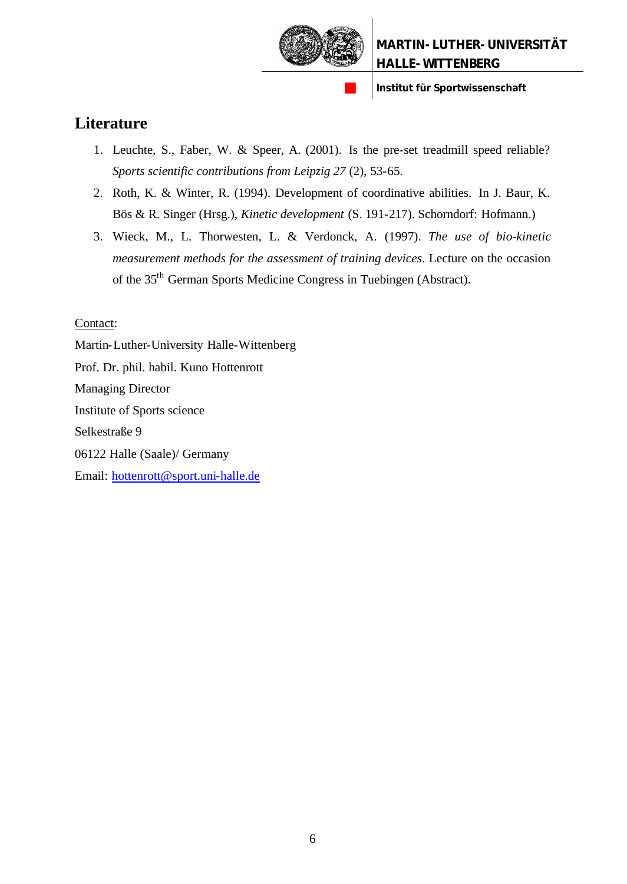## Literature

1. Leuchte, S., Faber, W. & Speer, A. (2001). Is the pre-set treadmill speed reliable? *Sports scientific contributions from Leipzig 27* (2), 53-65.
2. Roth, K. & Winter, R. (1994). Development of coordinative abilities. In J. Baur, K. Bös & R. Singer (Hrsg.), *Kinetic development* (S. 191-217). Schorndorf: Hofmann.)
3. Wieck, M., L. Thorwesten, L. & Verdonck, A. (1997). *The use of bio-kinetic measurement methods for the assessment of training devices*. Lecture on the occasion of the 35th German Sports Medicine Congress in Tuebingen (Abstract).

Contact:

Martin-Luther-University Halle-Wittenberg

Prof. Dr. phil. habil. Kuno Hottenrott

Managing Director

Institute of Sports science

Selkestraße 9

06122 Halle (Saale)/ Germany

Email: hottenrott@sport.uni-halle.de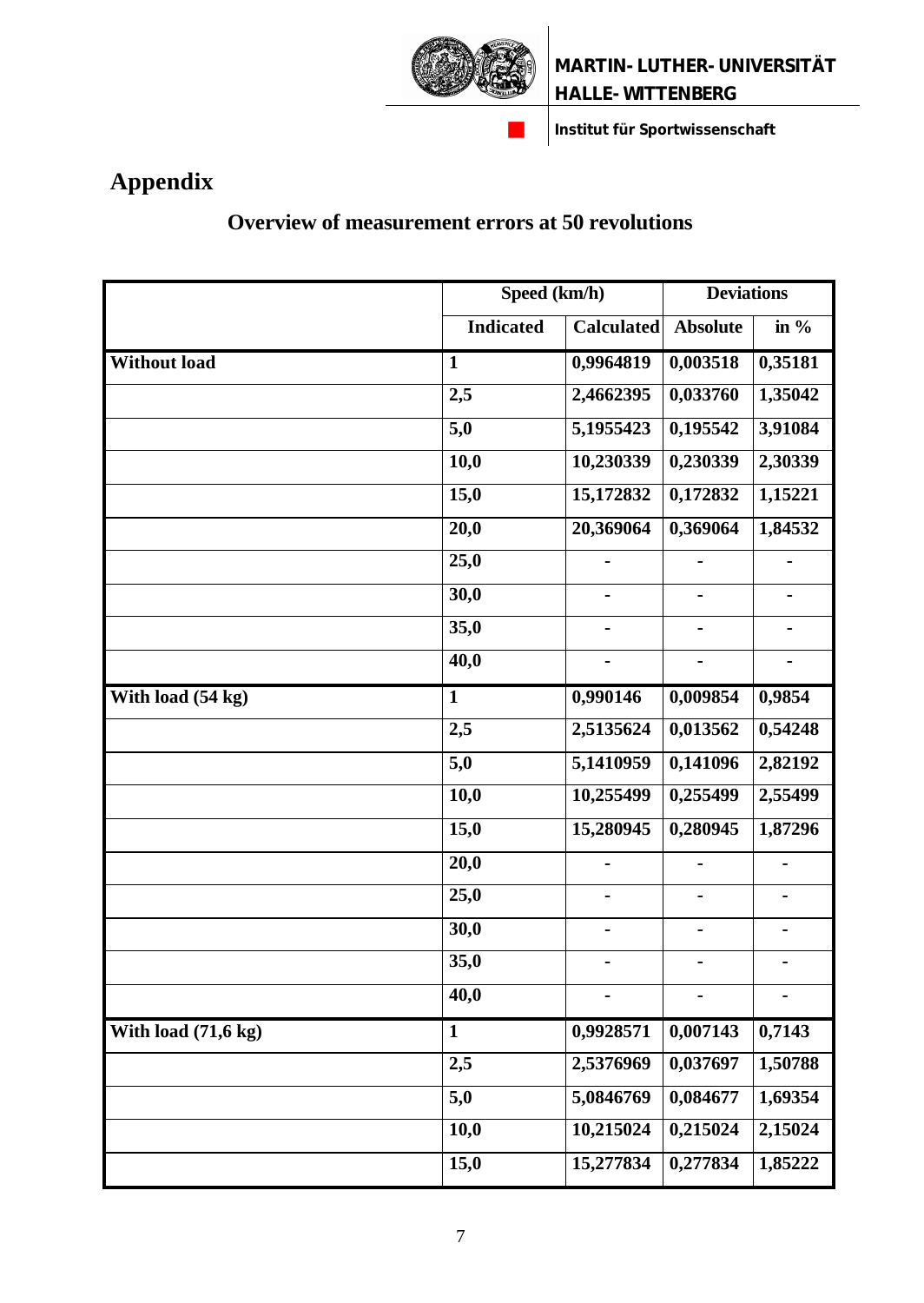# Appendix

## Overview of measurement errors at 50 revolutions

| | Speed (km/h) | | Deviations | |
|---|---|---|---|---|
| | Indicated | Calculated | Absolute | in % |
| **Without load** | 1 | 0,9964819 | 0,003518 | 0,35181 |
| | 2,5 | 2,4662395 | 0,033760 | 1,35042 |
| | 5,0 | 5,1955423 | 0,195542 | 3,91084 |
| | 10,0 | 10,230339 | 0,230339 | 2,30339 |
| | 15,0 | 15,172832 | 0,172832 | 1,15221 |
| | 20,0 | 20,369064 | 0,369064 | 1,84532 |
| | 25,0 | - | - | - |
| | 30,0 | - | - | - |
| | 35,0 | - | - | - |
| | 40,0 | - | - | - |
| **With load (54 kg)** | 1 | 0,990146 | 0,009854 | 0,9854 |
| | 2,5 | 2,5135624 | 0,013562 | 0,54248 |
| | 5,0 | 5,1410959 | 0,141096 | 2,82192 |
| | 10,0 | 10,255499 | 0,255499 | 2,55499 |
| | 15,0 | 15,280945 | 0,280945 | 1,87296 |
| | 20,0 | - | - | - |
| | 25,0 | - | - | - |
| | 30,0 | - | - | - |
| | 35,0 | - | - | - |
| | 40,0 | - | - | - |
| **With load (71,6 kg)** | 1 | 0,9928571 | 0,007143 | 0,7143 |
| | 2,5 | 2,5376969 | 0,037697 | 1,50788 |
| | 5,0 | 5,0846769 | 0,084677 | 1,69354 |
| | 10,0 | 10,215024 | 0,215024 | 2,15024 |
| | 15,0 | 15,277834 | 0,277834 | 1,85222 |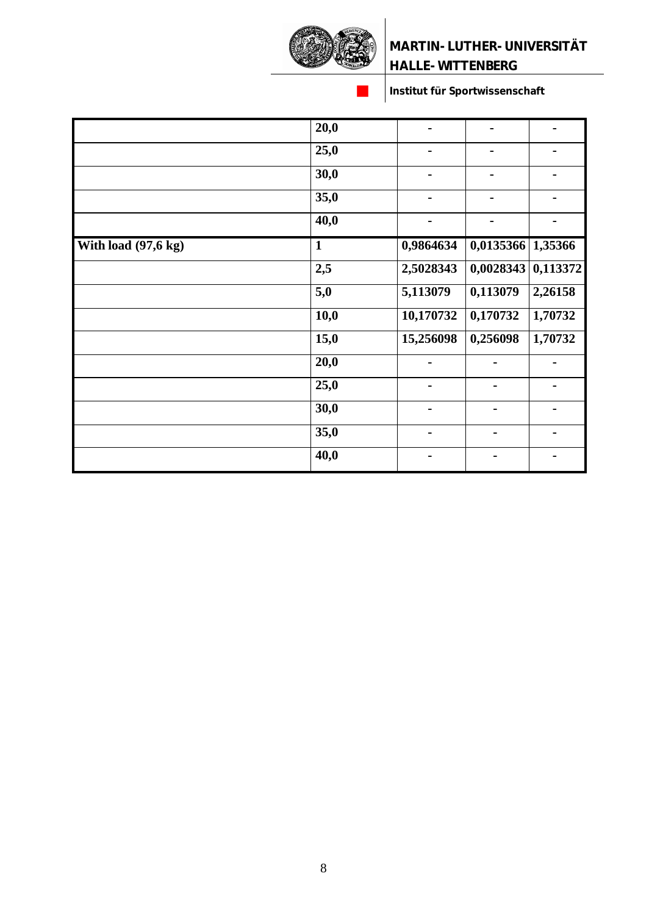|  |  |  |  |  |
|---|---|---|---|---|
|  | **20,0** | **-** | **-** | **-** |
|  | **25,0** | **-** | **-** | **-** |
|  | **30,0** | **-** | **-** | **-** |
|  | **35,0** | **-** | **-** | **-** |
|  | **40,0** | **-** | **-** | **-** |
| **With load (97,6 kg)** | **1** | **0,9864634** | **0,0135366** | **1,35366** |
|  | **2,5** | **2,5028343** | **0,0028343** | **0,113372** |
|  | **5,0** | **5,113079** | **0,113079** | **2,26158** |
|  | **10,0** | **10,170732** | **0,170732** | **1,70732** |
|  | **15,0** | **15,256098** | **0,256098** | **1,70732** |
|  | **20,0** | **-** | **-** | **-** |
|  | **25,0** | **-** | **-** | **-** |
|  | **30,0** | **-** | **-** | **-** |
|  | **35,0** | **-** | **-** | **-** |
|  | **40,0** | **-** | **-** | **-** |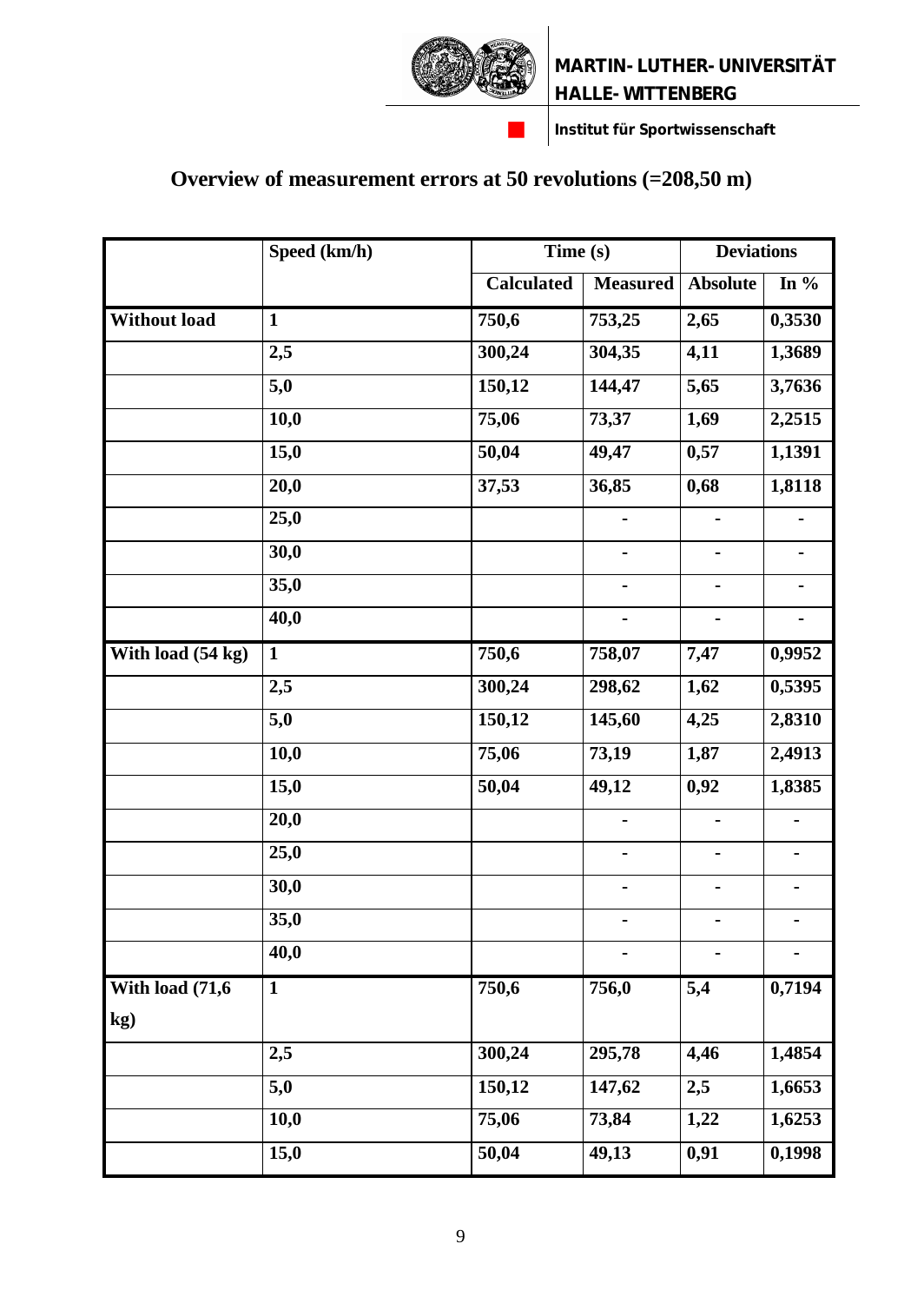# Overview of measurement errors at 50 revolutions (=208,50 m)

| | Speed (km/h) | Time (s) | | Deviations | |
|---|---|---|---|---|---|
| | | Calculated | Measured | Absolute | In % |
| **Without load** | **1** | **750,6** | **753,25** | **2,65** | **0,3530** |
| | **2,5** | **300,24** | **304,35** | **4,11** | **1,3689** |
| | **5,0** | **150,12** | **144,47** | **5,65** | **3,7636** |
| | **10,0** | **75,06** | **73,37** | **1,69** | **2,2515** |
| | **15,0** | **50,04** | **49,47** | **0,57** | **1,1391** |
| | **20,0** | **37,53** | **36,85** | **0,68** | **1,8118** |
| | **25,0** | | - | - | - |
| | **30,0** | | - | - | - |
| | **35,0** | | - | - | - |
| | **40,0** | | - | - | - |
| **With load (54 kg)** | **1** | **750,6** | **758,07** | **7,47** | **0,9952** |
| | **2,5** | **300,24** | **298,62** | **1,62** | **0,5395** |
| | **5,0** | **150,12** | **145,60** | **4,25** | **2,8310** |
| | **10,0** | **75,06** | **73,19** | **1,87** | **2,4913** |
| | **15,0** | **50,04** | **49,12** | **0,92** | **1,8385** |
| | **20,0** | | - | - | - |
| | **25,0** | | - | - | - |
| | **30,0** | | - | - | - |
| | **35,0** | | - | - | - |
| | **40,0** | | - | - | - |
| **With load (71,6 kg)** | **1** | **750,6** | **756,0** | **5,4** | **0,7194** |
| | **2,5** | **300,24** | **295,78** | **4,46** | **1,4854** |
| | **5,0** | **150,12** | **147,62** | **2,5** | **1,6653** |
| | **10,0** | **75,06** | **73,84** | **1,22** | **1,6253** |
| | **15,0** | **50,04** | **49,13** | **0,91** | **0,1998** |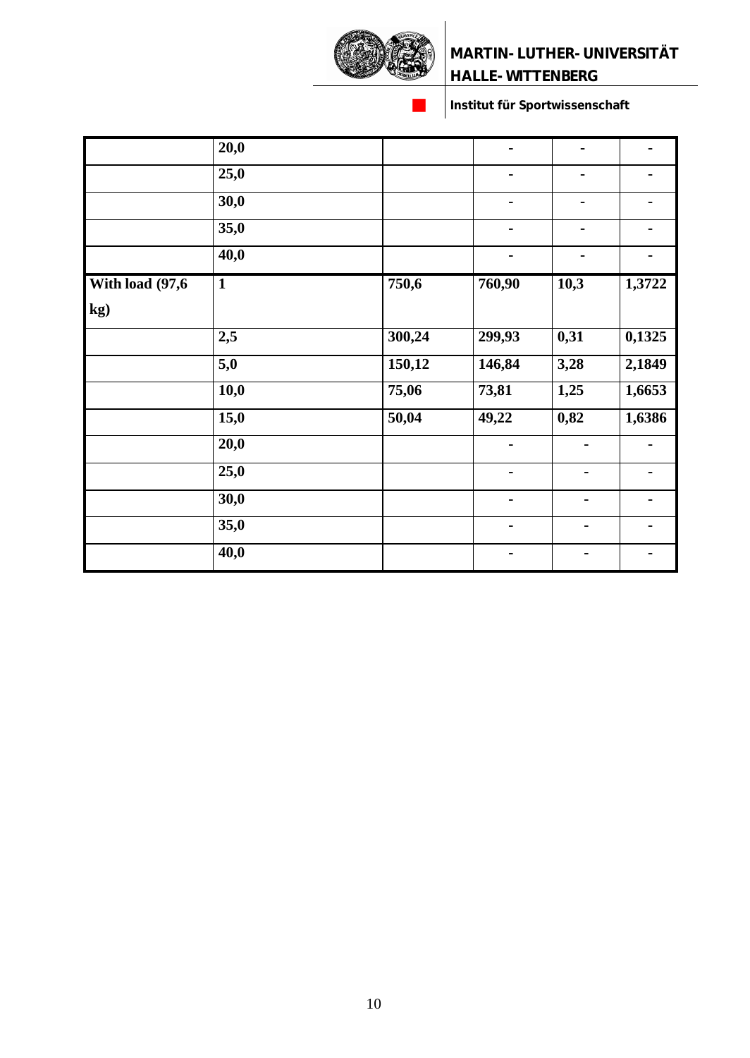| | | | | | |
|---|---|---|---|---|---|
| | 20,0 | | - | - | - |
| | 25,0 | | - | - | - |
| | 30,0 | | - | - | - |
| | 35,0 | | - | - | - |
| | 40,0 | | - | - | - |
| With load (97,6 kg) | 1 | 750,6 | 760,90 | 10,3 | 1,3722 |
| | 2,5 | 300,24 | 299,93 | 0,31 | 0,1325 |
| | 5,0 | 150,12 | 146,84 | 3,28 | 2,1849 |
| | 10,0 | 75,06 | 73,81 | 1,25 | 1,6653 |
| | 15,0 | 50,04 | 49,22 | 0,82 | 1,6386 |
| | 20,0 | | - | - | - |
| | 25,0 | | - | - | - |
| | 30,0 | | - | - | - |
| | 35,0 | | - | - | - |
| | 40,0 | | - | - | - |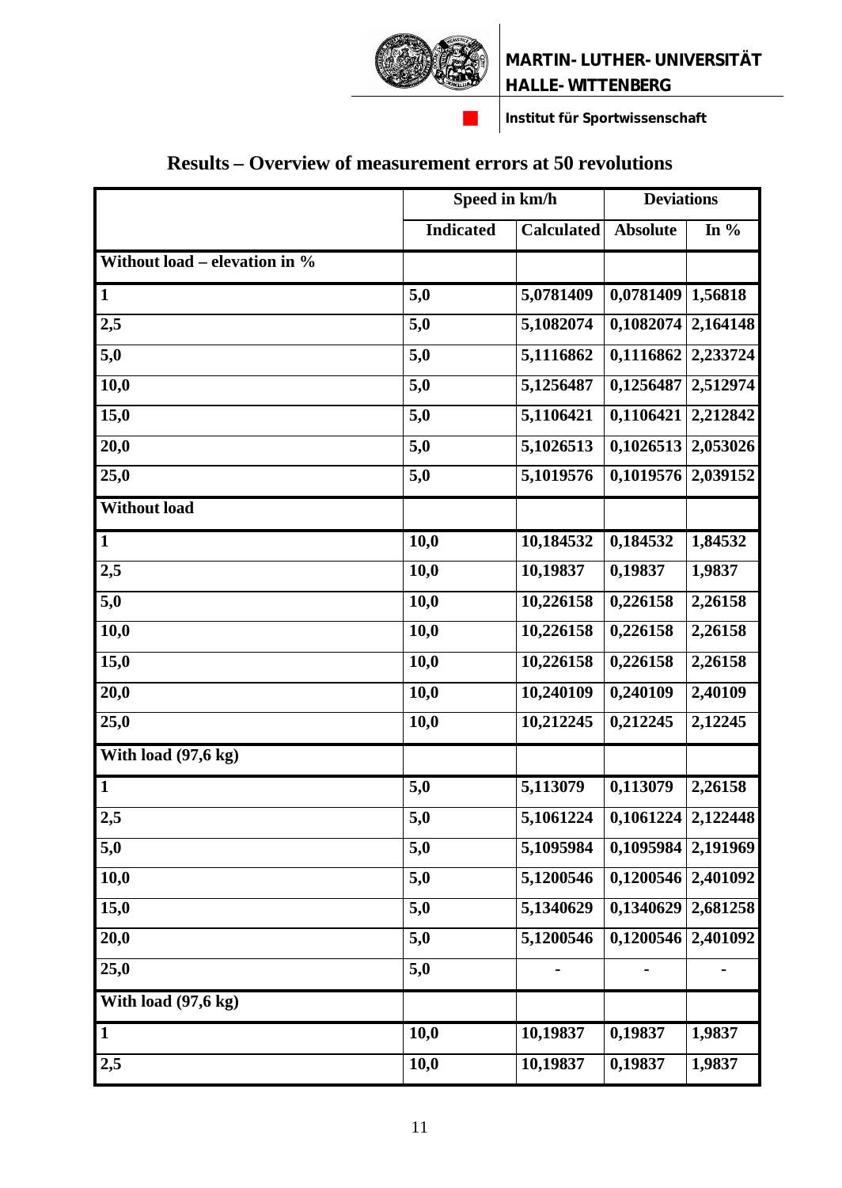## Results – Overview of measurement errors at 50 revolutions

| | Speed in km/h | | Deviations | |
|---|---|---|---|---|
| | **Indicated** | **Calculated** | **Absolute** | **In %** |
| **Without load – elevation in %** | | | | |
| **1** | **5,0** | **5,0781409** | **0,0781409** | **1,56818** |
| **2,5** | **5,0** | **5,1082074** | **0,1082074** | **2,164148** |
| **5,0** | **5,0** | **5,1116862** | **0,1116862** | **2,233724** |
| **10,0** | **5,0** | **5,1256487** | **0,1256487** | **2,512974** |
| **15,0** | **5,0** | **5,1106421** | **0,1106421** | **2,212842** |
| **20,0** | **5,0** | **5,1026513** | **0,1026513** | **2,053026** |
| **25,0** | **5,0** | **5,1019576** | **0,1019576** | **2,039152** |
| **Without load** | | | | |
| **1** | **10,0** | **10,184532** | **0,184532** | **1,84532** |
| **2,5** | **10,0** | **10,19837** | **0,19837** | **1,9837** |
| **5,0** | **10,0** | **10,226158** | **0,226158** | **2,26158** |
| **10,0** | **10,0** | **10,226158** | **0,226158** | **2,26158** |
| **15,0** | **10,0** | **10,226158** | **0,226158** | **2,26158** |
| **20,0** | **10,0** | **10,240109** | **0,240109** | **2,40109** |
| **25,0** | **10,0** | **10,212245** | **0,212245** | **2,12245** |
| **With load (97,6 kg)** | | | | |
| **1** | **5,0** | **5,113079** | **0,113079** | **2,26158** |
| **2,5** | **5,0** | **5,1061224** | **0,1061224** | **2,122448** |
| **5,0** | **5,0** | **5,1095984** | **0,1095984** | **2,191969** |
| **10,0** | **5,0** | **5,1200546** | **0,1200546** | **2,401092** |
| **15,0** | **5,0** | **5,1340629** | **0,1340629** | **2,681258** |
| **20,0** | **5,0** | **5,1200546** | **0,1200546** | **2,401092** |
| **25,0** | **5,0** | **-** | **-** | **-** |
| **With load (97,6 kg)** | | | | |
| **1** | **10,0** | **10,19837** | **0,19837** | **1,9837** |
| **2,5** | **10,0** | **10,19837** | **0,19837** | **1,9837** |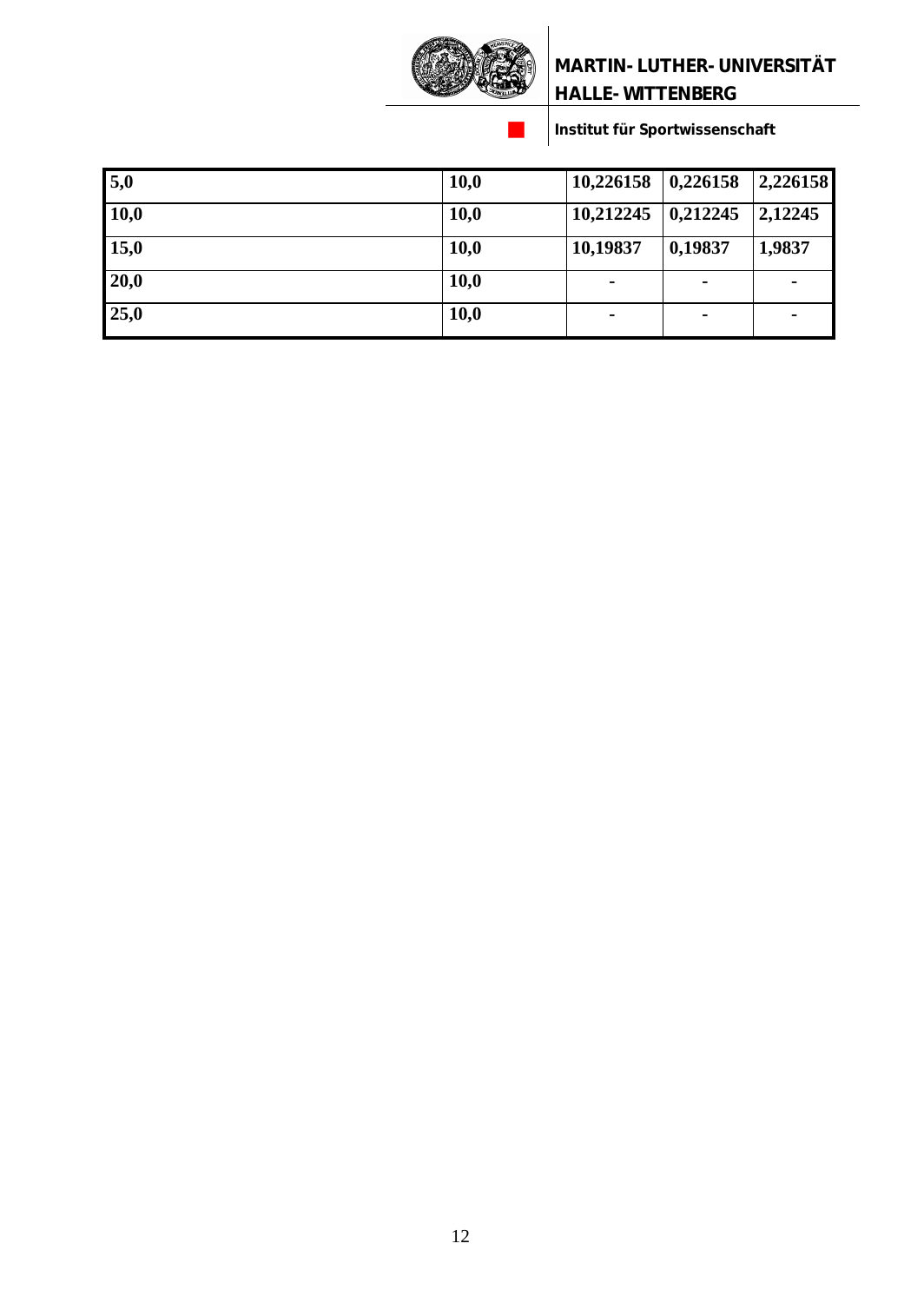| **5,0** | **10,0** | **10,226158** | **0,226158** | **2,226158** |
|---|---|---|---|---|
| **10,0** | **10,0** | **10,212245** | **0,212245** | **2,12245** |
| **15,0** | **10,0** | **10,19837** | **0,19837** | **1,9837** |
| **20,0** | **10,0** | **-** | **-** | **-** |
| **25,0** | **10,0** | **-** | **-** | **-** |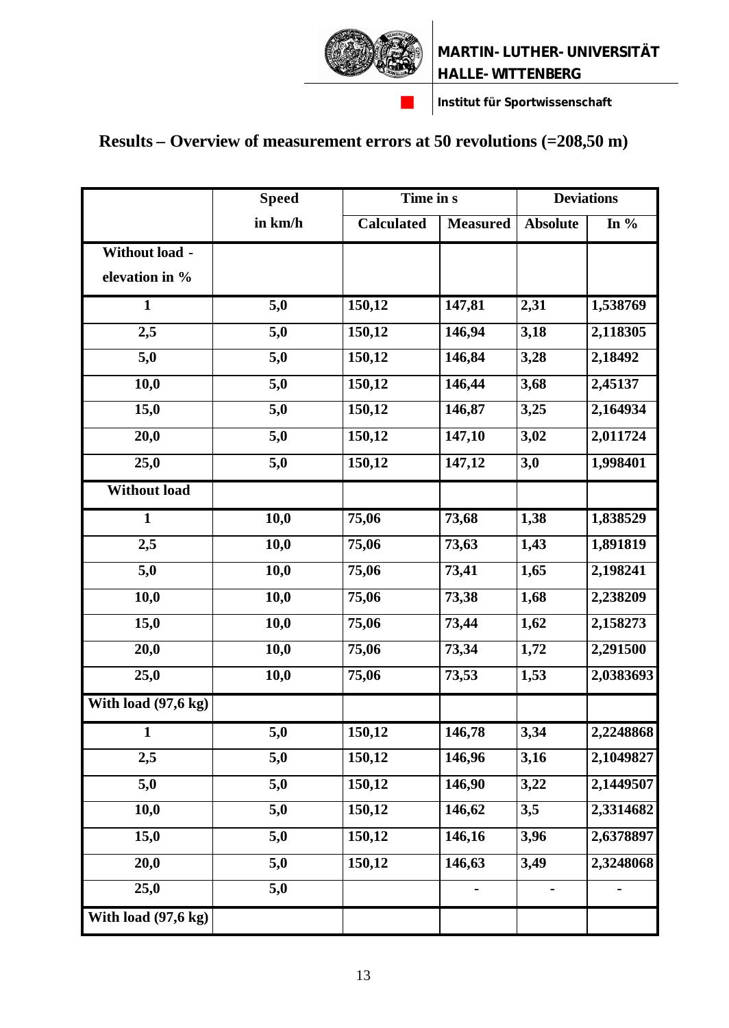# Results – Overview of measurement errors at 50 revolutions (=208,50 m)

| | Speed | Time in s | | Deviations | |
|---|---|---|---|---|---|
| | in km/h | Calculated | Measured | Absolute | In % |
| **Without load - elevation in %** | | | | | |
| 1 | 5,0 | 150,12 | 147,81 | 2,31 | 1,538769 |
| 2,5 | 5,0 | 150,12 | 146,94 | 3,18 | 2,118305 |
| 5,0 | 5,0 | 150,12 | 146,84 | 3,28 | 2,18492 |
| 10,0 | 5,0 | 150,12 | 146,44 | 3,68 | 2,45137 |
| 15,0 | 5,0 | 150,12 | 146,87 | 3,25 | 2,164934 |
| 20,0 | 5,0 | 150,12 | 147,10 | 3,02 | 2,011724 |
| 25,0 | 5,0 | 150,12 | 147,12 | 3,0 | 1,998401 |
| **Without load** | | | | | |
| 1 | 10,0 | 75,06 | 73,68 | 1,38 | 1,838529 |
| 2,5 | 10,0 | 75,06 | 73,63 | 1,43 | 1,891819 |
| 5,0 | 10,0 | 75,06 | 73,41 | 1,65 | 2,198241 |
| 10,0 | 10,0 | 75,06 | 73,38 | 1,68 | 2,238209 |
| 15,0 | 10,0 | 75,06 | 73,44 | 1,62 | 2,158273 |
| 20,0 | 10,0 | 75,06 | 73,34 | 1,72 | 2,291500 |
| 25,0 | 10,0 | 75,06 | 73,53 | 1,53 | 2,0383693 |
| **With load (97,6 kg)** | | | | | |
| 1 | 5,0 | 150,12 | 146,78 | 3,34 | 2,2248868 |
| 2,5 | 5,0 | 150,12 | 146,96 | 3,16 | 2,1049827 |
| 5,0 | 5,0 | 150,12 | 146,90 | 3,22 | 2,1449507 |
| 10,0 | 5,0 | 150,12 | 146,62 | 3,5 | 2,3314682 |
| 15,0 | 5,0 | 150,12 | 146,16 | 3,96 | 2,6378897 |
| 20,0 | 5,0 | 150,12 | 146,63 | 3,49 | 2,3248068 |
| 25,0 | 5,0 | | - | - | - |
| **With load (97,6 kg)** | | | | | |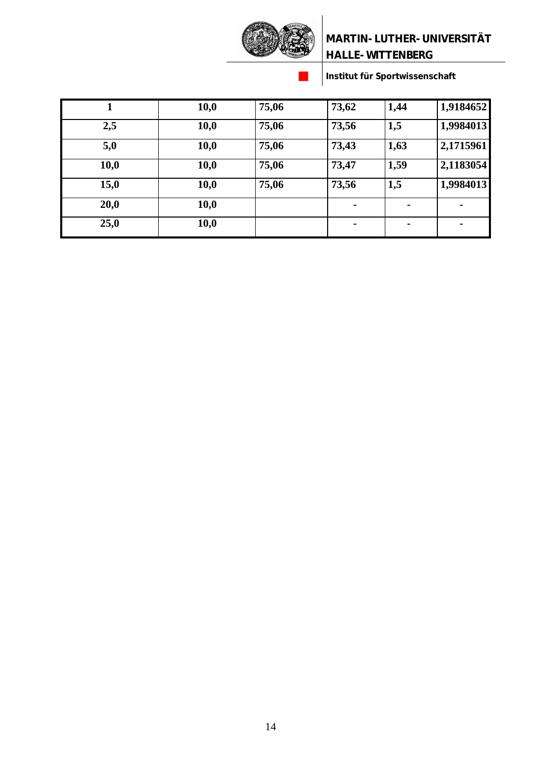| | | | | | |
|---|---|---|---|---|---|
| **1** | **10,0** | **75,06** | **73,62** | **1,44** | **1,9184652** |
| **2,5** | **10,0** | **75,06** | **73,56** | **1,5** | **1,9984013** |
| **5,0** | **10,0** | **75,06** | **73,43** | **1,63** | **2,1715961** |
| **10,0** | **10,0** | **75,06** | **73,47** | **1,59** | **2,1183054** |
| **15,0** | **10,0** | **75,06** | **73,56** | **1,5** | **1,9984013** |
| **20,0** | **10,0** | | **-** | **-** | **-** |
| **25,0** | **10,0** | | **-** | **-** | **-** |